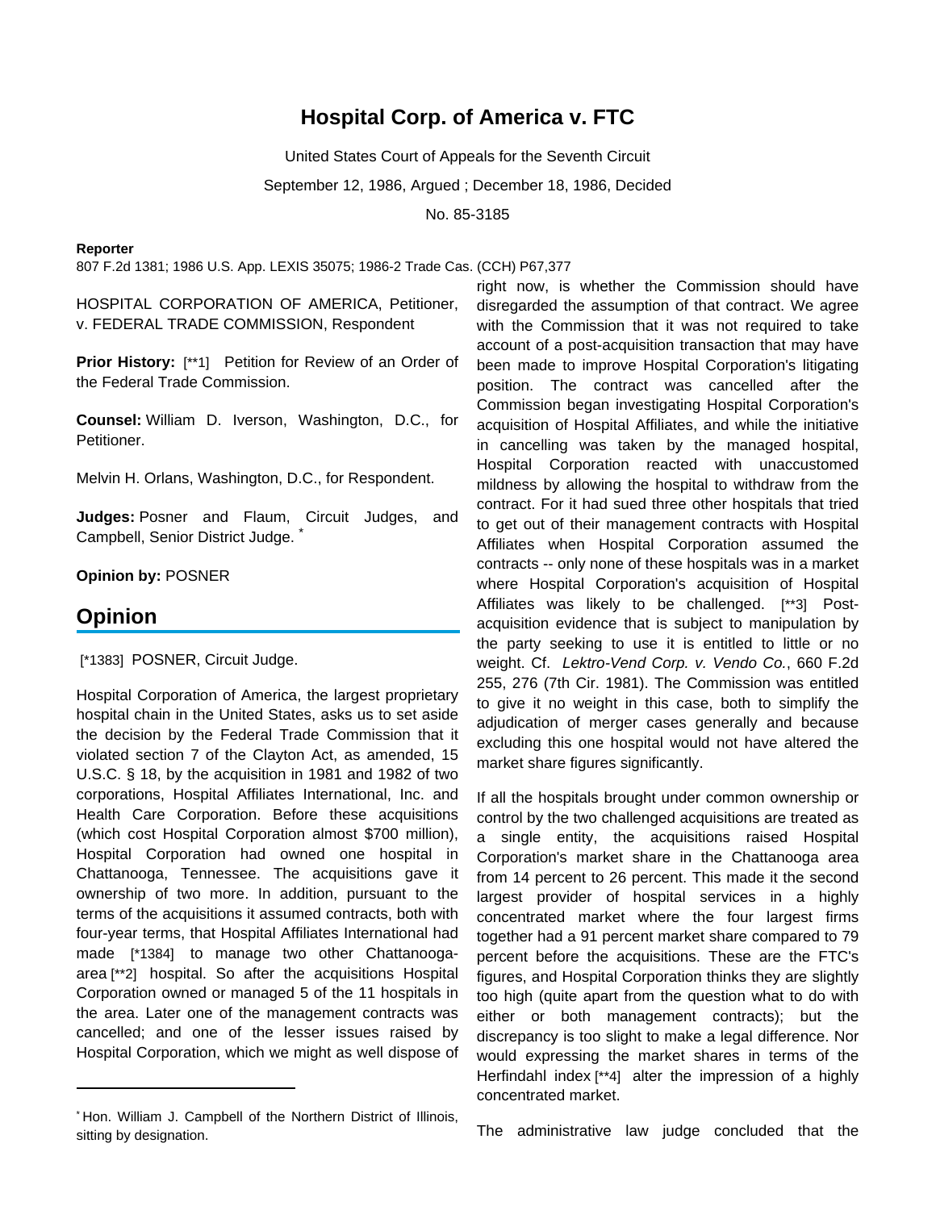# Hospital Corp. of America v. FTC

United States Court of Appeals for the Seventh Circuit

September 12, 1986, Argued ; December 18, 1986, Decided

No. 85-3185

**Reporter**

807 F.2d 1381; 1986 U.S. App. LEXIS 35075; 1986-2 Trade Cas. (CCH) P67,377

HOSPITAL CORPORATION OF AMERICA, Petitioner, v. FEDERAL TRADE COMMISSION, Respondent

**Prior History:** [**1] Petition for Review of an Order of the Federal Trade Commission.

**Counsel:** William D. Iverson, Washington, D.C., for Petitioner.

Melvin H. Orlans, Washington, D.C., for Respondent.

**Judges:** Posner and Flaum, Circuit Judges, and Campbell, Senior District Judge. *

**Opinion by:** POSNER

## Opinion

[*1383] POSNER, Circuit Judge.

Hospital Corporation of America, the largest proprietary hospital chain in the United States, asks us to set aside the decision by the Federal Trade Commission that it violated section 7 of the Clayton Act, as amended, 15 U.S.C. § 18, by the acquisition in 1981 and 1982 of two corporations, Hospital Affiliates International, Inc. and Health Care Corporation. Before these acquisitions (which cost Hospital Corporation almost $700 million), Hospital Corporation had owned one hospital in Chattanooga, Tennessee. The acquisitions gave it ownership of two more. In addition, pursuant to the terms of the acquisitions it assumed contracts, both with four-year terms, that Hospital Affiliates International had made [*1384] to manage two other Chattanooga-area [**2] hospital. So after the acquisitions Hospital Corporation owned or managed 5 of the 11 hospitals in the area. Later one of the management contracts was cancelled; and one of the lesser issues raised by Hospital Corporation, which we might as well dispose of right now, is whether the Commission should have disregarded the assumption of that contract. We agree with the Commission that it was not required to take account of a post-acquisition transaction that may have been made to improve Hospital Corporation's litigating position. The contract was cancelled after the Commission began investigating Hospital Corporation's acquisition of Hospital Affiliates, and while the initiative in cancelling was taken by the managed hospital, Hospital Corporation reacted with unaccustomed mildness by allowing the hospital to withdraw from the contract. For it had sued three other hospitals that tried to get out of their management contracts with Hospital Affiliates when Hospital Corporation assumed the contracts -- only none of these hospitals was in a market where Hospital Corporation's acquisition of Hospital Affiliates was likely to be challenged. [**3] Post-acquisition evidence that is subject to manipulation by the party seeking to use it is entitled to little or no weight. Cf. *Lektro-Vend Corp. v. Vendo Co.*, 660 F.2d 255, 276 (7th Cir. 1981). The Commission was entitled to give it no weight in this case, both to simplify the adjudication of merger cases generally and because excluding this one hospital would not have altered the market share figures significantly.

If all the hospitals brought under common ownership or control by the two challenged acquisitions are treated as a single entity, the acquisitions raised Hospital Corporation's market share in the Chattanooga area from 14 percent to 26 percent. This made it the second largest provider of hospital services in a highly concentrated market where the four largest firms together had a 91 percent market share compared to 79 percent before the acquisitions. These are the FTC's figures, and Hospital Corporation thinks they are slightly too high (quite apart from the question what to do with either or both management contracts); but the discrepancy is too slight to make a legal difference. Nor would expressing the market shares in terms of the Herfindahl index [**4] alter the impression of a highly concentrated market.

The administrative law judge concluded that the

* Hon. William J. Campbell of the Northern District of Illinois, sitting by designation.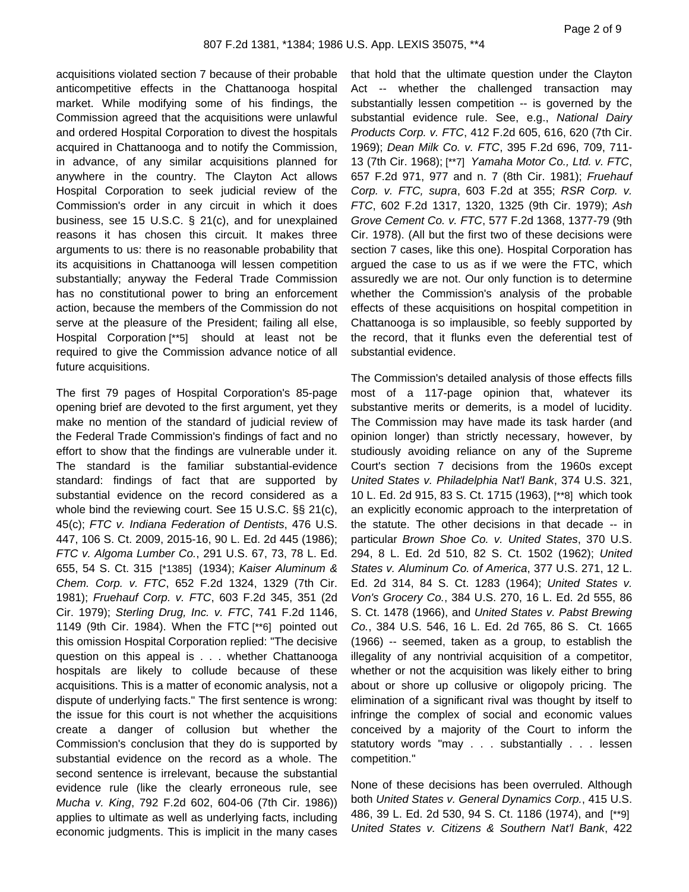acquisitions violated section 7 because of their probable anticompetitive effects in the Chattanooga hospital market. While modifying some of his findings, the Commission agreed that the acquisitions were unlawful and ordered Hospital Corporation to divest the hospitals acquired in Chattanooga and to notify the Commission, in advance, of any similar acquisitions planned for anywhere in the country. The Clayton Act allows Hospital Corporation to seek judicial review of the Commission's order in any circuit in which it does business, see 15 U.S.C. § 21(c), and for unexplained reasons it has chosen this circuit. It makes three arguments to us: there is no reasonable probability that its acquisitions in Chattanooga will lessen competition substantially; anyway the Federal Trade Commission has no constitutional power to bring an enforcement action, because the members of the Commission do not serve at the pleasure of the President; failing all else, Hospital Corporation [**5] should at least not be required to give the Commission advance notice of all future acquisitions.

The first 79 pages of Hospital Corporation's 85-page opening brief are devoted to the first argument, yet they make no mention of the standard of judicial review of the Federal Trade Commission's findings of fact and no effort to show that the findings are vulnerable under it. The standard is the familiar substantial-evidence standard: findings of fact that are supported by substantial evidence on the record considered as a whole bind the reviewing court. See 15 U.S.C. §§ 21(c), 45(c); *FTC v. Indiana Federation of Dentists*, 476 U.S. 447, 106 S. Ct. 2009, 2015-16, 90 L. Ed. 2d 445 (1986); *FTC v. Algoma Lumber Co.*, 291 U.S. 67, 73, 78 L. Ed. 655, 54 S. Ct. 315 [*1385] (1934); *Kaiser Aluminum & Chem. Corp. v. FTC*, 652 F.2d 1324, 1329 (7th Cir. 1981); *Fruehauf Corp. v. FTC*, 603 F.2d 345, 351 (2d Cir. 1979); *Sterling Drug, Inc. v. FTC*, 741 F.2d 1146, 1149 (9th Cir. 1984). When the FTC [**6] pointed out this omission Hospital Corporation replied: "The decisive question on this appeal is . . . whether Chattanooga hospitals are likely to collude because of these acquisitions. This is a matter of economic analysis, not a dispute of underlying facts." The first sentence is wrong: the issue for this court is not whether the acquisitions create a danger of collusion but whether the Commission's conclusion that they do is supported by substantial evidence on the record as a whole. The second sentence is irrelevant, because the substantial evidence rule (like the clearly erroneous rule, see *Mucha v. King*, 792 F.2d 602, 604-06 (7th Cir. 1986)) applies to ultimate as well as underlying facts, including economic judgments. This is implicit in the many cases that hold that the ultimate question under the Clayton Act -- whether the challenged transaction may substantially lessen competition -- is governed by the substantial evidence rule. See, e.g., *National Dairy Products Corp. v. FTC*, 412 F.2d 605, 616, 620 (7th Cir. 1969); *Dean Milk Co. v. FTC*, 395 F.2d 696, 709, 711-13 (7th Cir. 1968); [**7] *Yamaha Motor Co., Ltd. v. FTC*, 657 F.2d 971, 977 and n. 7 (8th Cir. 1981); *Fruehauf Corp. v. FTC, supra*, 603 F.2d at 355; *RSR Corp. v. FTC*, 602 F.2d 1317, 1320, 1325 (9th Cir. 1979); *Ash Grove Cement Co. v. FTC*, 577 F.2d 1368, 1377-79 (9th Cir. 1978). (All but the first two of these decisions were section 7 cases, like this one). Hospital Corporation has argued the case to us as if we were the FTC, which assuredly we are not. Our only function is to determine whether the Commission's analysis of the probable effects of these acquisitions on hospital competition in Chattanooga is so implausible, so feebly supported by the record, that it flunks even the deferential test of substantial evidence.

The Commission's detailed analysis of those effects fills most of a 117-page opinion that, whatever its substantive merits or demerits, is a model of lucidity. The Commission may have made its task harder (and opinion longer) than strictly necessary, however, by studiously avoiding reliance on any of the Supreme Court's section 7 decisions from the 1960s except *United States v. Philadelphia Nat'l Bank*, 374 U.S. 321, 10 L. Ed. 2d 915, 83 S. Ct. 1715 (1963), [**8] which took an explicitly economic approach to the interpretation of the statute. The other decisions in that decade -- in particular *Brown Shoe Co. v. United States*, 370 U.S. 294, 8 L. Ed. 2d 510, 82 S. Ct. 1502 (1962); *United States v. Aluminum Co. of America*, 377 U.S. 271, 12 L. Ed. 2d 314, 84 S. Ct. 1283 (1964); *United States v. Von's Grocery Co.*, 384 U.S. 270, 16 L. Ed. 2d 555, 86 S. Ct. 1478 (1966), and *United States v. Pabst Brewing Co.*, 384 U.S. 546, 16 L. Ed. 2d 765, 86 S. Ct. 1665 (1966) -- seemed, taken as a group, to establish the illegality of any nontrivial acquisition of a competitor, whether or not the acquisition was likely either to bring about or shore up collusive or oligopoly pricing. The elimination of a significant rival was thought by itself to infringe the complex of social and economic values conceived by a majority of the Court to inform the statutory words "may . . . substantially . . . lessen competition."

None of these decisions has been overruled. Although both *United States v. General Dynamics Corp.*, 415 U.S. 486, 39 L. Ed. 2d 530, 94 S. Ct. 1186 (1974), and [**9] *United States v. Citizens & Southern Nat'l Bank*, 422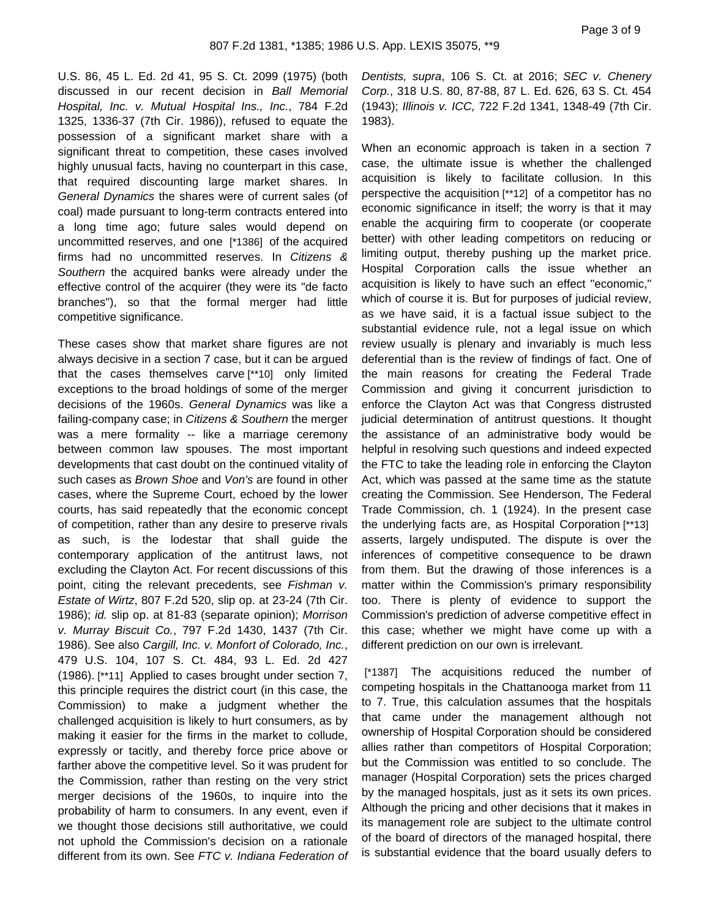U.S. 86, 45 L. Ed. 2d 41, 95 S. Ct. 2099 (1975) (both discussed in our recent decision in *Ball Memorial Hospital, Inc. v. Mutual Hospital Ins., Inc.*, 784 F.2d 1325, 1336-37 (7th Cir. 1986)), refused to equate the possession of a significant market share with a significant threat to competition, these cases involved highly unusual facts, having no counterpart in this case, that required discounting large market shares. In *General Dynamics* the shares were of current sales (of coal) made pursuant to long-term contracts entered into a long time ago; future sales would depend on uncommitted reserves, and one [*1386] of the acquired firms had no uncommitted reserves. In *Citizens & Southern* the acquired banks were already under the effective control of the acquirer (they were its "de facto branches"), so that the formal merger had little competitive significance.

These cases show that market share figures are not always decisive in a section 7 case, but it can be argued that the cases themselves carve [**10] only limited exceptions to the broad holdings of some of the merger decisions of the 1960s. *General Dynamics* was like a failing-company case; in *Citizens & Southern* the merger was a mere formality -- like a marriage ceremony between common law spouses. The most important developments that cast doubt on the continued vitality of such cases as *Brown Shoe* and *Von's* are found in other cases, where the Supreme Court, echoed by the lower courts, has said repeatedly that the economic concept of competition, rather than any desire to preserve rivals as such, is the lodestar that shall guide the contemporary application of the antitrust laws, not excluding the Clayton Act. For recent discussions of this point, citing the relevant precedents, see *Fishman v. Estate of Wirtz*, 807 F.2d 520, slip op. at 23-24 (7th Cir. 1986); *id.* slip op. at 81-83 (separate opinion); *Morrison v. Murray Biscuit Co.*, 797 F.2d 1430, 1437 (7th Cir. 1986). See also *Cargill, Inc. v. Monfort of Colorado, Inc.*, 479 U.S. 104, 107 S. Ct. 484, 93 L. Ed. 2d 427 (1986). [**11] Applied to cases brought under section 7, this principle requires the district court (in this case, the Commission) to make a judgment whether the challenged acquisition is likely to hurt consumers, as by making it easier for the firms in the market to collude, expressly or tacitly, and thereby force price above or farther above the competitive level. So it was prudent for the Commission, rather than resting on the very strict merger decisions of the 1960s, to inquire into the probability of harm to consumers. In any event, even if we thought those decisions still authoritative, we could not uphold the Commission's decision on a rationale different from its own. See *FTC v. Indiana Federation of Dentists, supra*, 106 S. Ct. at 2016; *SEC v. Chenery Corp.*, 318 U.S. 80, 87-88, 87 L. Ed. 626, 63 S. Ct. 454 (1943); *Illinois v. ICC,* 722 F.2d 1341, 1348-49 (7th Cir. 1983).

When an economic approach is taken in a section 7 case, the ultimate issue is whether the challenged acquisition is likely to facilitate collusion. In this perspective the acquisition [**12] of a competitor has no economic significance in itself; the worry is that it may enable the acquiring firm to cooperate (or cooperate better) with other leading competitors on reducing or limiting output, thereby pushing up the market price. Hospital Corporation calls the issue whether an acquisition is likely to have such an effect "economic," which of course it is. But for purposes of judicial review, as we have said, it is a factual issue subject to the substantial evidence rule, not a legal issue on which review usually is plenary and invariably is much less deferential than is the review of findings of fact. One of the main reasons for creating the Federal Trade Commission and giving it concurrent jurisdiction to enforce the Clayton Act was that Congress distrusted judicial determination of antitrust questions. It thought the assistance of an administrative body would be helpful in resolving such questions and indeed expected the FTC to take the leading role in enforcing the Clayton Act, which was passed at the same time as the statute creating the Commission. See Henderson, The Federal Trade Commission, ch. 1 (1924). In the present case the underlying facts are, as Hospital Corporation [**13] asserts, largely undisputed. The dispute is over the inferences of competitive consequence to be drawn from them. But the drawing of those inferences is a matter within the Commission's primary responsibility too. There is plenty of evidence to support the Commission's prediction of adverse competitive effect in this case; whether we might have come up with a different prediction on our own is irrelevant.

[*1387] The acquisitions reduced the number of competing hospitals in the Chattanooga market from 11 to 7. True, this calculation assumes that the hospitals that came under the management although not ownership of Hospital Corporation should be considered allies rather than competitors of Hospital Corporation; but the Commission was entitled to so conclude. The manager (Hospital Corporation) sets the prices charged by the managed hospitals, just as it sets its own prices. Although the pricing and other decisions that it makes in its management role are subject to the ultimate control of the board of directors of the managed hospital, there is substantial evidence that the board usually defers to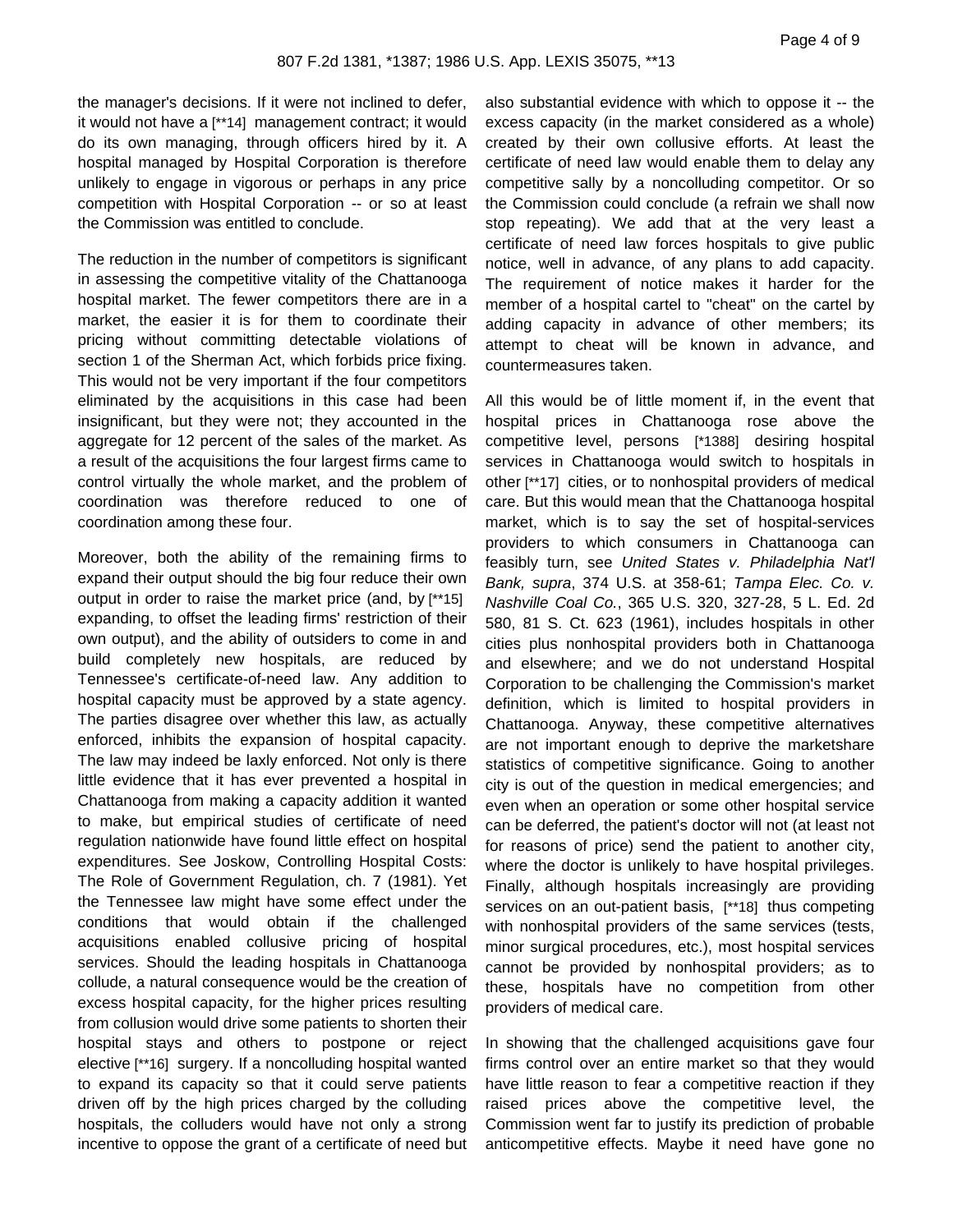the manager's decisions. If it were not inclined to defer, it would not have a [**14] management contract; it would do its own managing, through officers hired by it. A hospital managed by Hospital Corporation is therefore unlikely to engage in vigorous or perhaps in any price competition with Hospital Corporation -- or so at least the Commission was entitled to conclude.

The reduction in the number of competitors is significant in assessing the competitive vitality of the Chattanooga hospital market. The fewer competitors there are in a market, the easier it is for them to coordinate their pricing without committing detectable violations of section 1 of the Sherman Act, which forbids price fixing. This would not be very important if the four competitors eliminated by the acquisitions in this case had been insignificant, but they were not; they accounted in the aggregate for 12 percent of the sales of the market. As a result of the acquisitions the four largest firms came to control virtually the whole market, and the problem of coordination was therefore reduced to one of coordination among these four.

Moreover, both the ability of the remaining firms to expand their output should the big four reduce their own output in order to raise the market price (and, by [**15] expanding, to offset the leading firms' restriction of their own output), and the ability of outsiders to come in and build completely new hospitals, are reduced by Tennessee's certificate-of-need law. Any addition to hospital capacity must be approved by a state agency. The parties disagree over whether this law, as actually enforced, inhibits the expansion of hospital capacity. The law may indeed be laxly enforced. Not only is there little evidence that it has ever prevented a hospital in Chattanooga from making a capacity addition it wanted to make, but empirical studies of certificate of need regulation nationwide have found little effect on hospital expenditures. See Joskow, Controlling Hospital Costs: The Role of Government Regulation, ch. 7 (1981). Yet the Tennessee law might have some effect under the conditions that would obtain if the challenged acquisitions enabled collusive pricing of hospital services. Should the leading hospitals in Chattanooga collude, a natural consequence would be the creation of excess hospital capacity, for the higher prices resulting from collusion would drive some patients to shorten their hospital stays and others to postpone or reject elective [**16] surgery. If a noncolluding hospital wanted to expand its capacity so that it could serve patients driven off by the high prices charged by the colluding hospitals, the colluders would have not only a strong incentive to oppose the grant of a certificate of need but also substantial evidence with which to oppose it -- the excess capacity (in the market considered as a whole) created by their own collusive efforts. At least the certificate of need law would enable them to delay any competitive sally by a noncolluding competitor. Or so the Commission could conclude (a refrain we shall now stop repeating). We add that at the very least a certificate of need law forces hospitals to give public notice, well in advance, of any plans to add capacity. The requirement of notice makes it harder for the member of a hospital cartel to "cheat" on the cartel by adding capacity in advance of other members; its attempt to cheat will be known in advance, and countermeasures taken.

All this would be of little moment if, in the event that hospital prices in Chattanooga rose above the competitive level, persons [*1388] desiring hospital services in Chattanooga would switch to hospitals in other [**17] cities, or to nonhospital providers of medical care. But this would mean that the Chattanooga hospital market, which is to say the set of hospital-services providers to which consumers in Chattanooga can feasibly turn, see *United States v. Philadelphia Nat'l Bank, supra*, 374 U.S. at 358-61; *Tampa Elec. Co. v. Nashville Coal Co.*, 365 U.S. 320, 327-28, 5 L. Ed. 2d 580, 81 S. Ct. 623 (1961), includes hospitals in other cities plus nonhospital providers both in Chattanooga and elsewhere; and we do not understand Hospital Corporation to be challenging the Commission's market definition, which is limited to hospital providers in Chattanooga. Anyway, these competitive alternatives are not important enough to deprive the marketshare statistics of competitive significance. Going to another city is out of the question in medical emergencies; and even when an operation or some other hospital service can be deferred, the patient's doctor will not (at least not for reasons of price) send the patient to another city, where the doctor is unlikely to have hospital privileges. Finally, although hospitals increasingly are providing services on an out-patient basis, [**18] thus competing with nonhospital providers of the same services (tests, minor surgical procedures, etc.), most hospital services cannot be provided by nonhospital providers; as to these, hospitals have no competition from other providers of medical care.

In showing that the challenged acquisitions gave four firms control over an entire market so that they would have little reason to fear a competitive reaction if they raised prices above the competitive level, the Commission went far to justify its prediction of probable anticompetitive effects. Maybe it need have gone no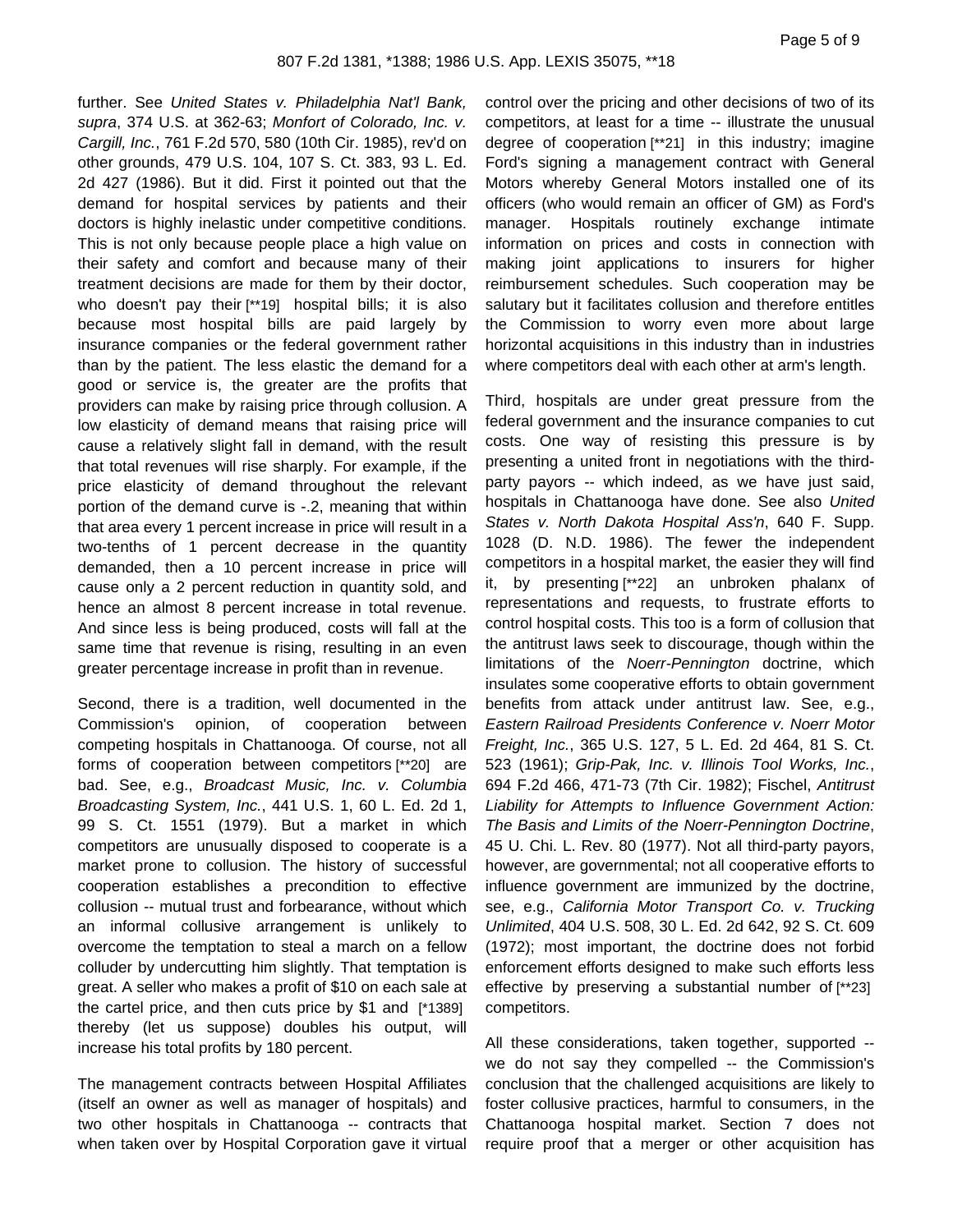further. See *United States v. Philadelphia Nat'l Bank, supra*, 374 U.S. at 362-63; *Monfort of Colorado, Inc. v. Cargill, Inc.*, 761 F.2d 570, 580 (10th Cir. 1985), rev'd on other grounds, 479 U.S. 104, 107 S. Ct. 383, 93 L. Ed. 2d 427 (1986). But it did. First it pointed out that the demand for hospital services by patients and their doctors is highly inelastic under competitive conditions. This is not only because people place a high value on their safety and comfort and because many of their treatment decisions are made for them by their doctor, who doesn't pay their [**19] hospital bills; it is also because most hospital bills are paid largely by insurance companies or the federal government rather than by the patient. The less elastic the demand for a good or service is, the greater are the profits that providers can make by raising price through collusion. A low elasticity of demand means that raising price will cause a relatively slight fall in demand, with the result that total revenues will rise sharply. For example, if the price elasticity of demand throughout the relevant portion of the demand curve is -.2, meaning that within that area every 1 percent increase in price will result in a two-tenths of 1 percent decrease in the quantity demanded, then a 10 percent increase in price will cause only a 2 percent reduction in quantity sold, and hence an almost 8 percent increase in total revenue. And since less is being produced, costs will fall at the same time that revenue is rising, resulting in an even greater percentage increase in profit than in revenue.

Second, there is a tradition, well documented in the Commission's opinion, of cooperation between competing hospitals in Chattanooga. Of course, not all forms of cooperation between competitors [**20] are bad. See, e.g., *Broadcast Music, Inc. v. Columbia Broadcasting System, Inc.*, 441 U.S. 1, 60 L. Ed. 2d 1, 99 S. Ct. 1551 (1979). But a market in which competitors are unusually disposed to cooperate is a market prone to collusion. The history of successful cooperation establishes a precondition to effective collusion -- mutual trust and forbearance, without which an informal collusive arrangement is unlikely to overcome the temptation to steal a march on a fellow colluder by undercutting him slightly. That temptation is great. A seller who makes a profit of $10 on each sale at the cartel price, and then cuts price by $1 and [*1389] thereby (let us suppose) doubles his output, will increase his total profits by 180 percent.

The management contracts between Hospital Affiliates (itself an owner as well as manager of hospitals) and two other hospitals in Chattanooga -- contracts that when taken over by Hospital Corporation gave it virtual control over the pricing and other decisions of two of its competitors, at least for a time -- illustrate the unusual degree of cooperation [**21] in this industry; imagine Ford's signing a management contract with General Motors whereby General Motors installed one of its officers (who would remain an officer of GM) as Ford's manager. Hospitals routinely exchange intimate information on prices and costs in connection with making joint applications to insurers for higher reimbursement schedules. Such cooperation may be salutary but it facilitates collusion and therefore entitles the Commission to worry even more about large horizontal acquisitions in this industry than in industries where competitors deal with each other at arm's length.

Third, hospitals are under great pressure from the federal government and the insurance companies to cut costs. One way of resisting this pressure is by presenting a united front in negotiations with the third-party payors -- which indeed, as we have just said, hospitals in Chattanooga have done. See also *United States v. North Dakota Hospital Ass'n*, 640 F. Supp. 1028 (D. N.D. 1986). The fewer the independent competitors in a hospital market, the easier they will find it, by presenting [**22] an unbroken phalanx of representations and requests, to frustrate efforts to control hospital costs. This too is a form of collusion that the antitrust laws seek to discourage, though within the limitations of the *Noerr-Pennington* doctrine, which insulates some cooperative efforts to obtain government benefits from attack under antitrust law. See, e.g., *Eastern Railroad Presidents Conference v. Noerr Motor Freight, Inc.*, 365 U.S. 127, 5 L. Ed. 2d 464, 81 S. Ct. 523 (1961); *Grip-Pak, Inc. v. Illinois Tool Works, Inc.*, 694 F.2d 466, 471-73 (7th Cir. 1982); Fischel, *Antitrust Liability for Attempts to Influence Government Action: The Basis and Limits of the Noerr-Pennington Doctrine*, 45 U. Chi. L. Rev. 80 (1977). Not all third-party payors, however, are governmental; not all cooperative efforts to influence government are immunized by the doctrine, see, e.g., *California Motor Transport Co. v. Trucking Unlimited*, 404 U.S. 508, 30 L. Ed. 2d 642, 92 S. Ct. 609 (1972); most important, the doctrine does not forbid enforcement efforts designed to make such efforts less effective by preserving a substantial number of [**23] competitors.

All these considerations, taken together, supported -- we do not say they compelled -- the Commission's conclusion that the challenged acquisitions are likely to foster collusive practices, harmful to consumers, in the Chattanooga hospital market. Section 7 does not require proof that a merger or other acquisition has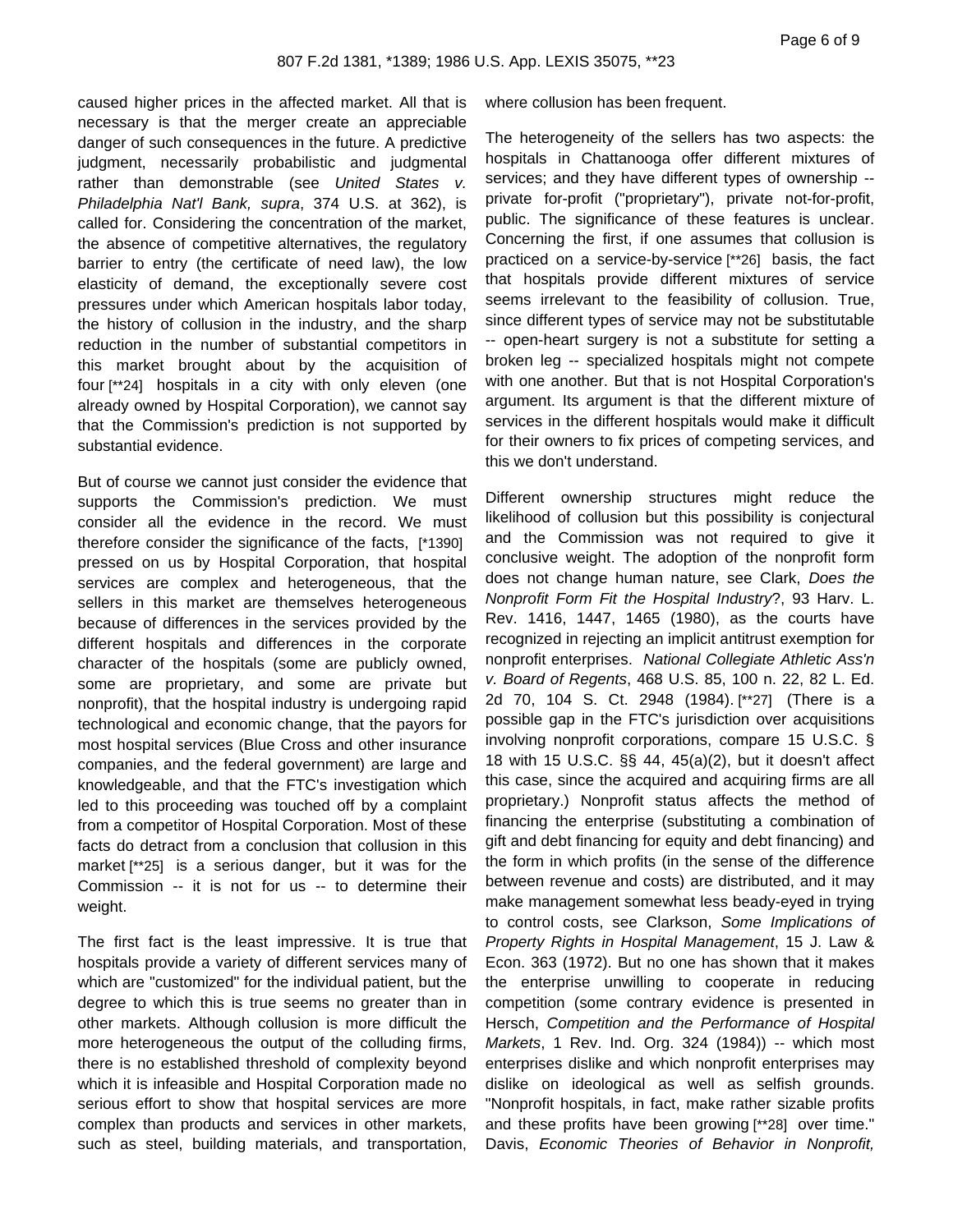caused higher prices in the affected market. All that is necessary is that the merger create an appreciable danger of such consequences in the future. A predictive judgment, necessarily probabilistic and judgmental rather than demonstrable (see *United States v. Philadelphia Nat'l Bank, supra*, 374 U.S. at 362), is called for. Considering the concentration of the market, the absence of competitive alternatives, the regulatory barrier to entry (the certificate of need law), the low elasticity of demand, the exceptionally severe cost pressures under which American hospitals labor today, the history of collusion in the industry, and the sharp reduction in the number of substantial competitors in this market brought about by the acquisition of four [**24] hospitals in a city with only eleven (one already owned by Hospital Corporation), we cannot say that the Commission's prediction is not supported by substantial evidence.

But of course we cannot just consider the evidence that supports the Commission's prediction. We must consider all the evidence in the record. We must therefore consider the significance of the facts, [*1390] pressed on us by Hospital Corporation, that hospital services are complex and heterogeneous, that the sellers in this market are themselves heterogeneous because of differences in the services provided by the different hospitals and differences in the corporate character of the hospitals (some are publicly owned, some are proprietary, and some are private but nonprofit), that the hospital industry is undergoing rapid technological and economic change, that the payors for most hospital services (Blue Cross and other insurance companies, and the federal government) are large and knowledgeable, and that the FTC's investigation which led to this proceeding was touched off by a complaint from a competitor of Hospital Corporation. Most of these facts do detract from a conclusion that collusion in this market [**25] is a serious danger, but it was for the Commission -- it is not for us -- to determine their weight.

The first fact is the least impressive. It is true that hospitals provide a variety of different services many of which are "customized" for the individual patient, but the degree to which this is true seems no greater than in other markets. Although collusion is more difficult the more heterogeneous the output of the colluding firms, there is no established threshold of complexity beyond which it is infeasible and Hospital Corporation made no serious effort to show that hospital services are more complex than products and services in other markets, such as steel, building materials, and transportation, where collusion has been frequent.

The heterogeneity of the sellers has two aspects: the hospitals in Chattanooga offer different mixtures of services; and they have different types of ownership -- private for-profit ("proprietary"), private not-for-profit, public. The significance of these features is unclear. Concerning the first, if one assumes that collusion is practiced on a service-by-service [**26] basis, the fact that hospitals provide different mixtures of service seems irrelevant to the feasibility of collusion. True, since different types of service may not be substitutable -- open-heart surgery is not a substitute for setting a broken leg -- specialized hospitals might not compete with one another. But that is not Hospital Corporation's argument. Its argument is that the different mixture of services in the different hospitals would make it difficult for their owners to fix prices of competing services, and this we don't understand.

Different ownership structures might reduce the likelihood of collusion but this possibility is conjectural and the Commission was not required to give it conclusive weight. The adoption of the nonprofit form does not change human nature, see Clark, *Does the Nonprofit Form Fit the Hospital Industry*?, 93 Harv. L. Rev. 1416, 1447, 1465 (1980), as the courts have recognized in rejecting an implicit antitrust exemption for nonprofit enterprises. *National Collegiate Athletic Ass'n v. Board of Regents*, 468 U.S. 85, 100 n. 22, 82 L. Ed. 2d 70, 104 S. Ct. 2948 (1984). [**27] (There is a possible gap in the FTC's jurisdiction over acquisitions involving nonprofit corporations, compare 15 U.S.C. § 18 with 15 U.S.C. §§ 44, 45(a)(2), but it doesn't affect this case, since the acquired and acquiring firms are all proprietary.) Nonprofit status affects the method of financing the enterprise (substituting a combination of gift and debt financing for equity and debt financing) and the form in which profits (in the sense of the difference between revenue and costs) are distributed, and it may make management somewhat less beady-eyed in trying to control costs, see Clarkson, *Some Implications of Property Rights in Hospital Management*, 15 J. Law & Econ. 363 (1972). But no one has shown that it makes the enterprise unwilling to cooperate in reducing competition (some contrary evidence is presented in Hersch, *Competition and the Performance of Hospital Markets*, 1 Rev. Ind. Org. 324 (1984)) -- which most enterprises dislike and which nonprofit enterprises may dislike on ideological as well as selfish grounds. "Nonprofit hospitals, in fact, make rather sizable profits and these profits have been growing [**28] over time." Davis, *Economic Theories of Behavior in Nonprofit,*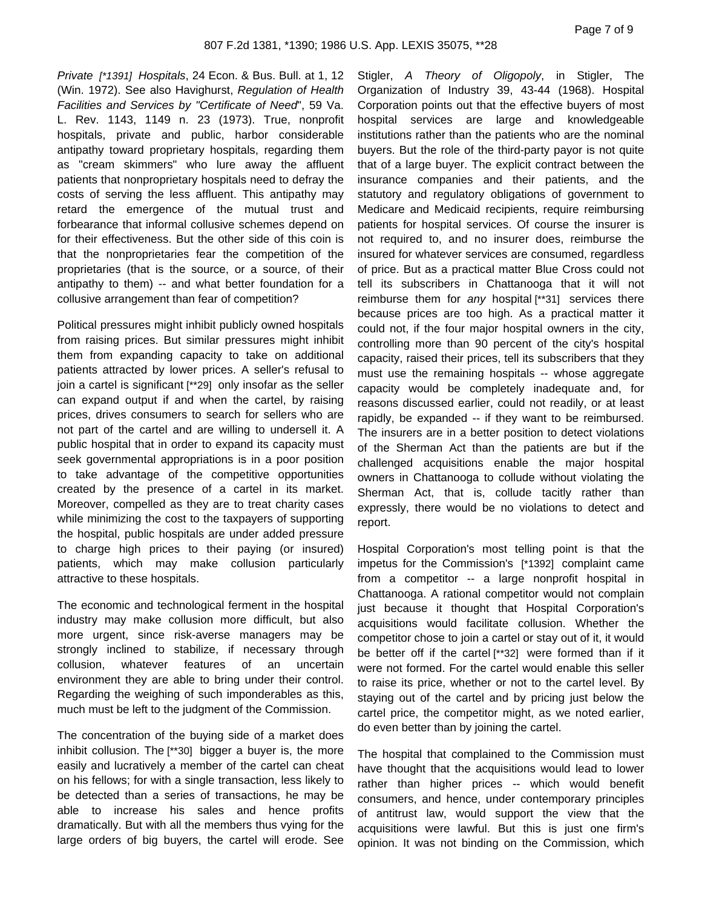*Private [*1391] Hospitals*, 24 Econ. & Bus. Bull. at 1, 12 (Win. 1972). See also Havighurst, *Regulation of Health Facilities and Services by "Certificate of Need*", 59 Va. L. Rev. 1143, 1149 n. 23 (1973). True, nonprofit hospitals, private and public, harbor considerable antipathy toward proprietary hospitals, regarding them as "cream skimmers" who lure away the affluent patients that nonproprietary hospitals need to defray the costs of serving the less affluent. This antipathy may retard the emergence of the mutual trust and forbearance that informal collusive schemes depend on for their effectiveness. But the other side of this coin is that the nonproprietaries fear the competition of the proprietaries (that is the source, or a source, of their antipathy to them) -- and what better foundation for a collusive arrangement than fear of competition?

Political pressures might inhibit publicly owned hospitals from raising prices. But similar pressures might inhibit them from expanding capacity to take on additional patients attracted by lower prices. A seller's refusal to join a cartel is significant [**29] only insofar as the seller can expand output if and when the cartel, by raising prices, drives consumers to search for sellers who are not part of the cartel and are willing to undersell it. A public hospital that in order to expand its capacity must seek governmental appropriations is in a poor position to take advantage of the competitive opportunities created by the presence of a cartel in its market. Moreover, compelled as they are to treat charity cases while minimizing the cost to the taxpayers of supporting the hospital, public hospitals are under added pressure to charge high prices to their paying (or insured) patients, which may make collusion particularly attractive to these hospitals.

The economic and technological ferment in the hospital industry may make collusion more difficult, but also more urgent, since risk-averse managers may be strongly inclined to stabilize, if necessary through collusion, whatever features of an uncertain environment they are able to bring under their control. Regarding the weighing of such imponderables as this, much must be left to the judgment of the Commission.

The concentration of the buying side of a market does inhibit collusion. The [**30] bigger a buyer is, the more easily and lucratively a member of the cartel can cheat on his fellows; for with a single transaction, less likely to be detected than a series of transactions, he may be able to increase his sales and hence profits dramatically. But with all the members thus vying for the large orders of big buyers, the cartel will erode. See Stigler, *A Theory of Oligopoly*, in Stigler, The Organization of Industry 39, 43-44 (1968). Hospital Corporation points out that the effective buyers of most hospital services are large and knowledgeable institutions rather than the patients who are the nominal buyers. But the role of the third-party payor is not quite that of a large buyer. The explicit contract between the insurance companies and their patients, and the statutory and regulatory obligations of government to Medicare and Medicaid recipients, require reimbursing patients for hospital services. Of course the insurer is not required to, and no insurer does, reimburse the insured for whatever services are consumed, regardless of price. But as a practical matter Blue Cross could not tell its subscribers in Chattanooga that it will not reimburse them for *any* hospital [**31] services there because prices are too high. As a practical matter it could not, if the four major hospital owners in the city, controlling more than 90 percent of the city's hospital capacity, raised their prices, tell its subscribers that they must use the remaining hospitals -- whose aggregate capacity would be completely inadequate and, for reasons discussed earlier, could not readily, or at least rapidly, be expanded -- if they want to be reimbursed. The insurers are in a better position to detect violations of the Sherman Act than the patients are but if the challenged acquisitions enable the major hospital owners in Chattanooga to collude without violating the Sherman Act, that is, collude tacitly rather than expressly, there would be no violations to detect and report.

Hospital Corporation's most telling point is that the impetus for the Commission's [*1392] complaint came from a competitor -- a large nonprofit hospital in Chattanooga. A rational competitor would not complain just because it thought that Hospital Corporation's acquisitions would facilitate collusion. Whether the competitor chose to join a cartel or stay out of it, it would be better off if the cartel [**32] were formed than if it were not formed. For the cartel would enable this seller to raise its price, whether or not to the cartel level. By staying out of the cartel and by pricing just below the cartel price, the competitor might, as we noted earlier, do even better than by joining the cartel.

The hospital that complained to the Commission must have thought that the acquisitions would lead to lower rather than higher prices -- which would benefit consumers, and hence, under contemporary principles of antitrust law, would support the view that the acquisitions were lawful. But this is just one firm's opinion. It was not binding on the Commission, which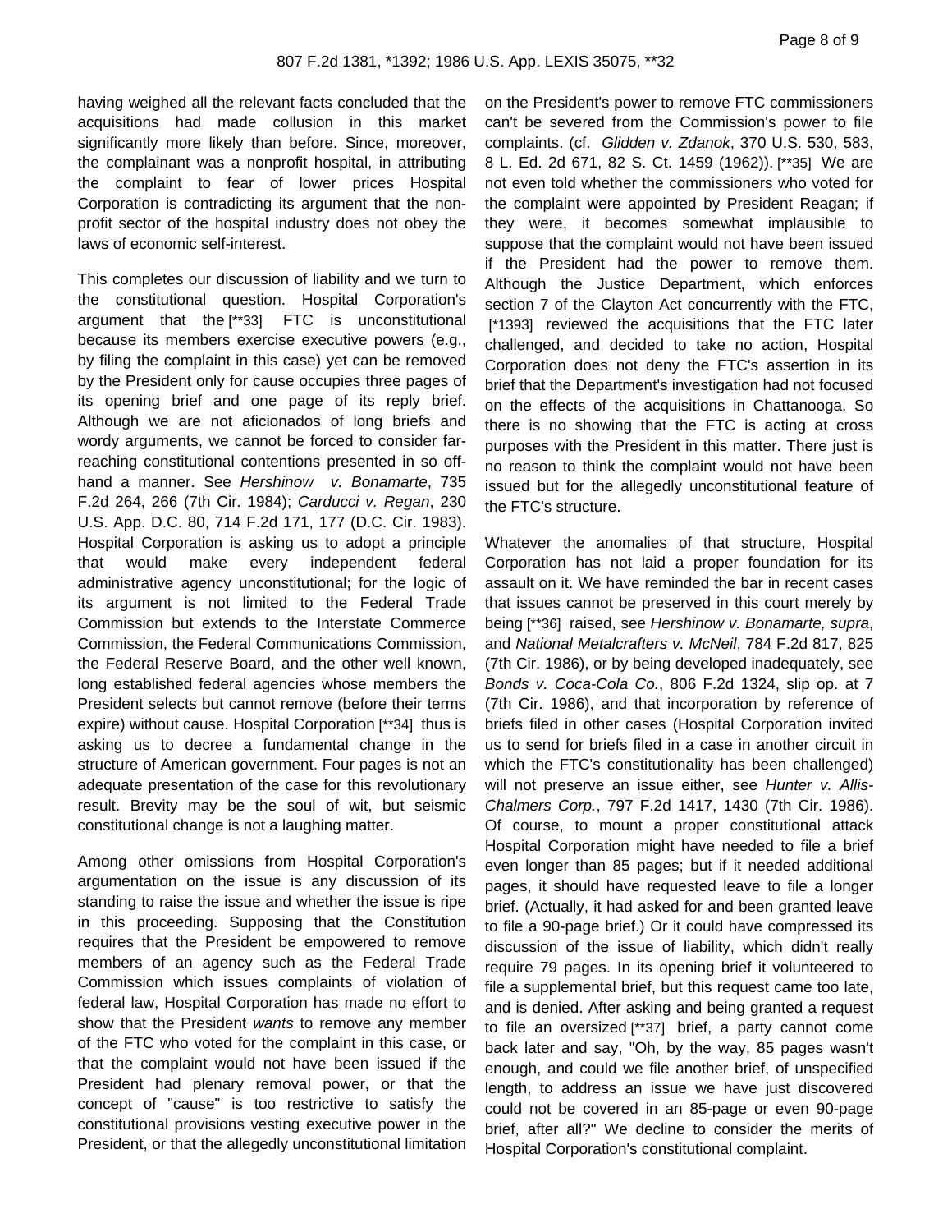having weighed all the relevant facts concluded that the acquisitions had made collusion in this market significantly more likely than before. Since, moreover, the complainant was a nonprofit hospital, in attributing the complaint to fear of lower prices Hospital Corporation is contradicting its argument that the non-profit sector of the hospital industry does not obey the laws of economic self-interest.

This completes our discussion of liability and we turn to the constitutional question. Hospital Corporation's argument that the [**33] FTC is unconstitutional because its members exercise executive powers (e.g., by filing the complaint in this case) yet can be removed by the President only for cause occupies three pages of its opening brief and one page of its reply brief. Although we are not aficionados of long briefs and wordy arguments, we cannot be forced to consider far-reaching constitutional contentions presented in so off-hand a manner. See *Hershinow v. Bonamarte*, 735 F.2d 264, 266 (7th Cir. 1984); *Carducci v. Regan*, 230 U.S. App. D.C. 80, 714 F.2d 171, 177 (D.C. Cir. 1983). Hospital Corporation is asking us to adopt a principle that would make every independent federal administrative agency unconstitutional; for the logic of its argument is not limited to the Federal Trade Commission but extends to the Interstate Commerce Commission, the Federal Communications Commission, the Federal Reserve Board, and the other well known, long established federal agencies whose members the President selects but cannot remove (before their terms expire) without cause. Hospital Corporation [**34] thus is asking us to decree a fundamental change in the structure of American government. Four pages is not an adequate presentation of the case for this revolutionary result. Brevity may be the soul of wit, but seismic constitutional change is not a laughing matter.

Among other omissions from Hospital Corporation's argumentation on the issue is any discussion of its standing to raise the issue and whether the issue is ripe in this proceeding. Supposing that the Constitution requires that the President be empowered to remove members of an agency such as the Federal Trade Commission which issues complaints of violation of federal law, Hospital Corporation has made no effort to show that the President *wants* to remove any member of the FTC who voted for the complaint in this case, or that the complaint would not have been issued if the President had plenary removal power, or that the concept of "cause" is too restrictive to satisfy the constitutional provisions vesting executive power in the President, or that the allegedly unconstitutional limitation on the President's power to remove FTC commissioners can't be severed from the Commission's power to file complaints. (cf. *Glidden v. Zdanok*, 370 U.S. 530, 583, 8 L. Ed. 2d 671, 82 S. Ct. 1459 (1962)). [**35] We are not even told whether the commissioners who voted for the complaint were appointed by President Reagan; if they were, it becomes somewhat implausible to suppose that the complaint would not have been issued if the President had the power to remove them. Although the Justice Department, which enforces section 7 of the Clayton Act concurrently with the FTC, [*1393] reviewed the acquisitions that the FTC later challenged, and decided to take no action, Hospital Corporation does not deny the FTC's assertion in its brief that the Department's investigation had not focused on the effects of the acquisitions in Chattanooga. So there is no showing that the FTC is acting at cross purposes with the President in this matter. There just is no reason to think the complaint would not have been issued but for the allegedly unconstitutional feature of the FTC's structure.

Whatever the anomalies of that structure, Hospital Corporation has not laid a proper foundation for its assault on it. We have reminded the bar in recent cases that issues cannot be preserved in this court merely by being [**36] raised, see *Hershinow v. Bonamarte, supra*, and *National Metalcrafters v. McNeil*, 784 F.2d 817, 825 (7th Cir. 1986), or by being developed inadequately, see *Bonds v. Coca-Cola Co.*, 806 F.2d 1324, slip op. at 7 (7th Cir. 1986), and that incorporation by reference of briefs filed in other cases (Hospital Corporation invited us to send for briefs filed in a case in another circuit in which the FTC's constitutionality has been challenged) will not preserve an issue either, see *Hunter v. Allis-Chalmers Corp.*, 797 F.2d 1417, 1430 (7th Cir. 1986). Of course, to mount a proper constitutional attack Hospital Corporation might have needed to file a brief even longer than 85 pages; but if it needed additional pages, it should have requested leave to file a longer brief. (Actually, it had asked for and been granted leave to file a 90-page brief.) Or it could have compressed its discussion of the issue of liability, which didn't really require 79 pages. In its opening brief it volunteered to file a supplemental brief, but this request came too late, and is denied. After asking and being granted a request to file an oversized [**37] brief, a party cannot come back later and say, "Oh, by the way, 85 pages wasn't enough, and could we file another brief, of unspecified length, to address an issue we have just discovered could not be covered in an 85-page or even 90-page brief, after all?" We decline to consider the merits of Hospital Corporation's constitutional complaint.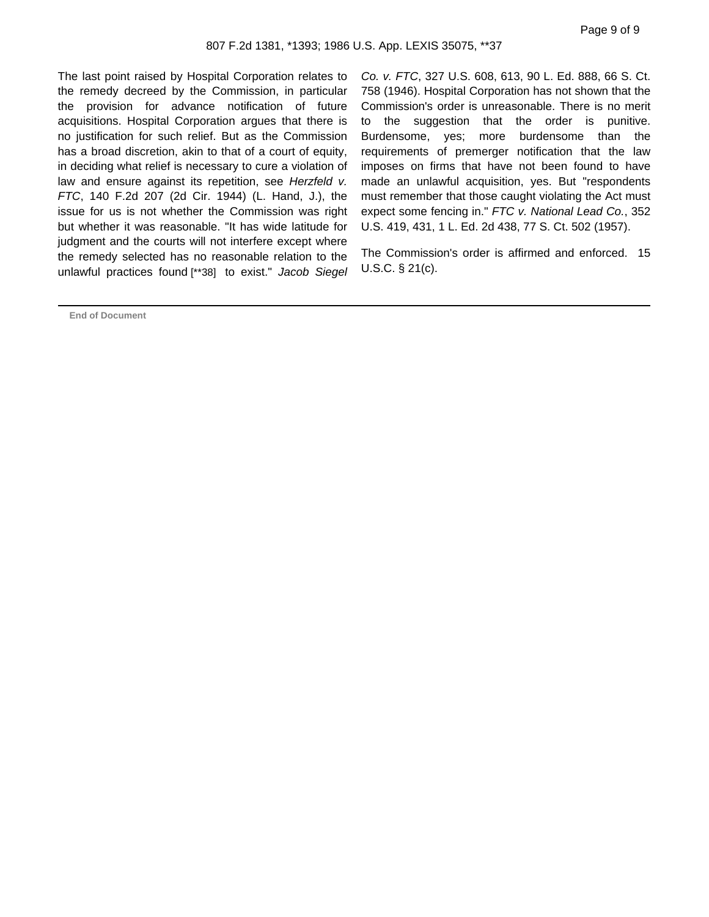The last point raised by Hospital Corporation relates to the remedy decreed by the Commission, in particular the provision for advance notification of future acquisitions. Hospital Corporation argues that there is no justification for such relief. But as the Commission has a broad discretion, akin to that of a court of equity, in deciding what relief is necessary to cure a violation of law and ensure against its repetition, see *Herzfeld v. FTC*, 140 F.2d 207 (2d Cir. 1944) (L. Hand, J.), the issue for us is not whether the Commission was right but whether it was reasonable. "It has wide latitude for judgment and the courts will not interfere except where the remedy selected has no reasonable relation to the unlawful practices found [**38] to exist." *Jacob Siegel Co. v. FTC*, 327 U.S. 608, 613, 90 L. Ed. 888, 66 S. Ct. 758 (1946). Hospital Corporation has not shown that the Commission's order is unreasonable. There is no merit to the suggestion that the order is punitive. Burdensome, yes; more burdensome than the requirements of premerger notification that the law imposes on firms that have not been found to have made an unlawful acquisition, yes. But "respondents must remember that those caught violating the Act must expect some fencing in." *FTC v. National Lead Co.*, 352 U.S. 419, 431, 1 L. Ed. 2d 438, 77 S. Ct. 502 (1957).

The Commission's order is affirmed and enforced. 15 U.S.C. § 21(c).

---

**End of Document**